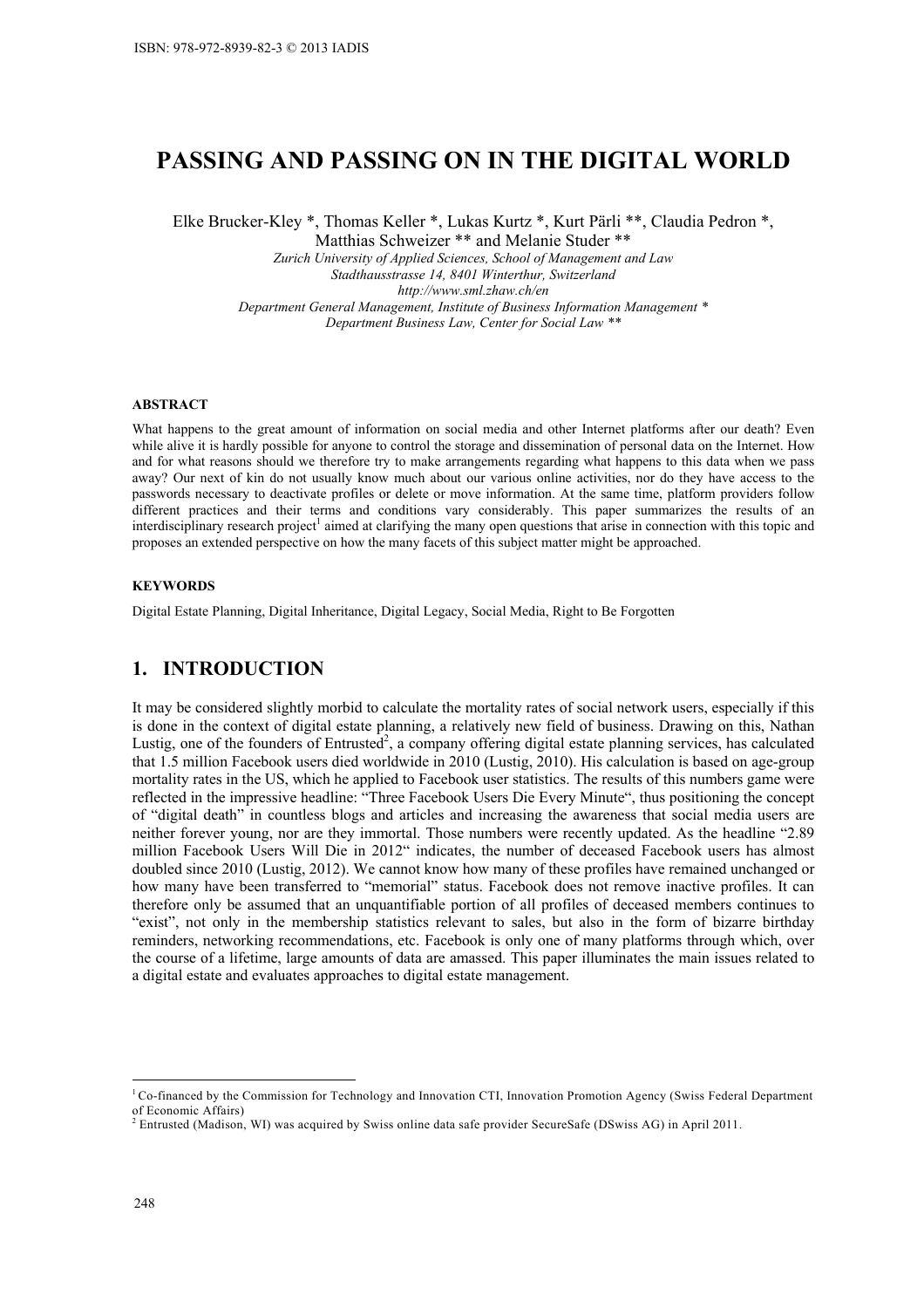# PASSING AND PASSING ON IN THE DIGITAL WORLD

Elke Brucker-Kley *, Thomas Keller *, Lukas Kurtz *, Kurt Pärli **, Claudia Pedron *, Matthias Schweizer ** and Melanie Studer **

*Zurich University of Applied Sciences, School of Management and Law*
*Stadthausstrasse 14, 8401 Winterthur, Switzerland*
*http://www.sml.zhaw.ch/en*
*Department General Management, Institute of Business Information Management **
*Department Business Law, Center for Social Law ***

### ABSTRACT

What happens to the great amount of information on social media and other Internet platforms after our death? Even while alive it is hardly possible for anyone to control the storage and dissemination of personal data on the Internet. How and for what reasons should we therefore try to make arrangements regarding what happens to this data when we pass away? Our next of kin do not usually know much about our various online activities, nor do they have access to the passwords necessary to deactivate profiles or delete or move information. At the same time, platform providers follow different practices and their terms and conditions vary considerably. This paper summarizes the results of an interdisciplinary research project[1] aimed at clarifying the many open questions that arise in connection with this topic and proposes an extended perspective on how the many facets of this subject matter might be approached.

### KEYWORDS

Digital Estate Planning, Digital Inheritance, Digital Legacy, Social Media, Right to Be Forgotten

## 1. INTRODUCTION

It may be considered slightly morbid to calculate the mortality rates of social network users, especially if this is done in the context of digital estate planning, a relatively new field of business. Drawing on this, Nathan Lustig, one of the founders of Entrusted[2], a company offering digital estate planning services, has calculated that 1.5 million Facebook users died worldwide in 2010 (Lustig, 2010). His calculation is based on age-group mortality rates in the US, which he applied to Facebook user statistics. The results of this numbers game were reflected in the impressive headline: "Three Facebook Users Die Every Minute", thus positioning the concept of "digital death" in countless blogs and articles and increasing the awareness that social media users are neither forever young, nor are they immortal. Those numbers were recently updated. As the headline "2.89 million Facebook Users Will Die in 2012" indicates, the number of deceased Facebook users has almost doubled since 2010 (Lustig, 2012). We cannot know how many of these profiles have remained unchanged or how many have been transferred to "memorial" status. Facebook does not remove inactive profiles. It can therefore only be assumed that an unquantifiable portion of all profiles of deceased members continues to "exist", not only in the membership statistics relevant to sales, but also in the form of bizarre birthday reminders, networking recommendations, etc. Facebook is only one of many platforms through which, over the course of a lifetime, large amounts of data are amassed. This paper illuminates the main issues related to a digital estate and evaluates approaches to digital estate management.

---

[1] Co-financed by the Commission for Technology and Innovation CTI, Innovation Promotion Agency (Swiss Federal Department of Economic Affairs)

[2] Entrusted (Madison, WI) was acquired by Swiss online data safe provider SecureSafe (DSwiss AG) in April 2011.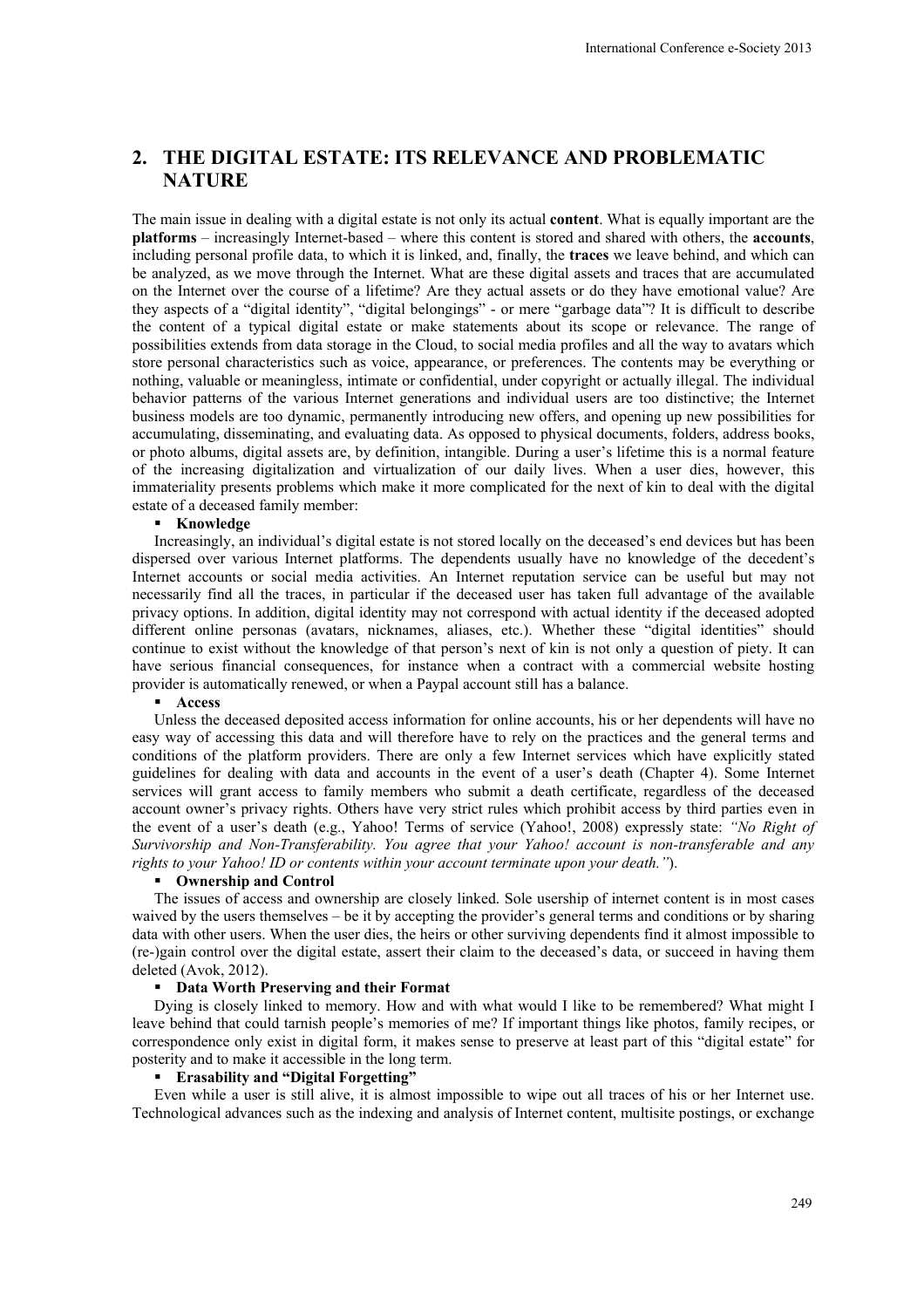## 2. THE DIGITAL ESTATE: ITS RELEVANCE AND PROBLEMATIC NATURE

The main issue in dealing with a digital estate is not only its actual **content**. What is equally important are the **platforms** – increasingly Internet-based – where this content is stored and shared with others, the **accounts**, including personal profile data, to which it is linked, and, finally, the **traces** we leave behind, and which can be analyzed, as we move through the Internet. What are these digital assets and traces that are accumulated on the Internet over the course of a lifetime? Are they actual assets or do they have emotional value? Are they aspects of a "digital identity", "digital belongings" - or mere "garbage data"? It is difficult to describe the content of a typical digital estate or make statements about its scope or relevance. The range of possibilities extends from data storage in the Cloud, to social media profiles and all the way to avatars which store personal characteristics such as voice, appearance, or preferences. The contents may be everything or nothing, valuable or meaningless, intimate or confidential, under copyright or actually illegal. The individual behavior patterns of the various Internet generations and individual users are too distinctive; the Internet business models are too dynamic, permanently introducing new offers, and opening up new possibilities for accumulating, disseminating, and evaluating data. As opposed to physical documents, folders, address books, or photo albums, digital assets are, by definition, intangible. During a user's lifetime this is a normal feature of the increasing digitalization and virtualization of our daily lives. When a user dies, however, this immateriality presents problems which make it more complicated for the next of kin to deal with the digital estate of a deceased family member:

- **Knowledge**

Increasingly, an individual's digital estate is not stored locally on the deceased's end devices but has been dispersed over various Internet platforms. The dependents usually have no knowledge of the decedent's Internet accounts or social media activities. An Internet reputation service can be useful but may not necessarily find all the traces, in particular if the deceased user has taken full advantage of the available privacy options. In addition, digital identity may not correspond with actual identity if the deceased adopted different online personas (avatars, nicknames, aliases, etc.). Whether these "digital identities" should continue to exist without the knowledge of that person's next of kin is not only a question of piety. It can have serious financial consequences, for instance when a contract with a commercial website hosting provider is automatically renewed, or when a Paypal account still has a balance.

- **Access**

Unless the deceased deposited access information for online accounts, his or her dependents will have no easy way of accessing this data and will therefore have to rely on the practices and the general terms and conditions of the platform providers. There are only a few Internet services which have explicitly stated guidelines for dealing with data and accounts in the event of a user's death (Chapter 4). Some Internet services will grant access to family members who submit a death certificate, regardless of the deceased account owner's privacy rights. Others have very strict rules which prohibit access by third parties even in the event of a user's death (e.g., Yahoo! Terms of service (Yahoo!, 2008) expressly state: *"No Right of Survivorship and Non-Transferability. You agree that your Yahoo! account is non-transferable and any rights to your Yahoo! ID or contents within your account terminate upon your death."*).

- **Ownership and Control**

The issues of access and ownership are closely linked. Sole usership of internet content is in most cases waived by the users themselves – be it by accepting the provider's general terms and conditions or by sharing data with other users. When the user dies, the heirs or other surviving dependents find it almost impossible to (re-)gain control over the digital estate, assert their claim to the deceased's data, or succeed in having them deleted (Avok, 2012).

- **Data Worth Preserving and their Format**

Dying is closely linked to memory. How and with what would I like to be remembered? What might I leave behind that could tarnish people's memories of me? If important things like photos, family recipes, or correspondence only exist in digital form, it makes sense to preserve at least part of this "digital estate" for posterity and to make it accessible in the long term.

- **Erasability and "Digital Forgetting"**

Even while a user is still alive, it is almost impossible to wipe out all traces of his or her Internet use. Technological advances such as the indexing and analysis of Internet content, multisite postings, or exchange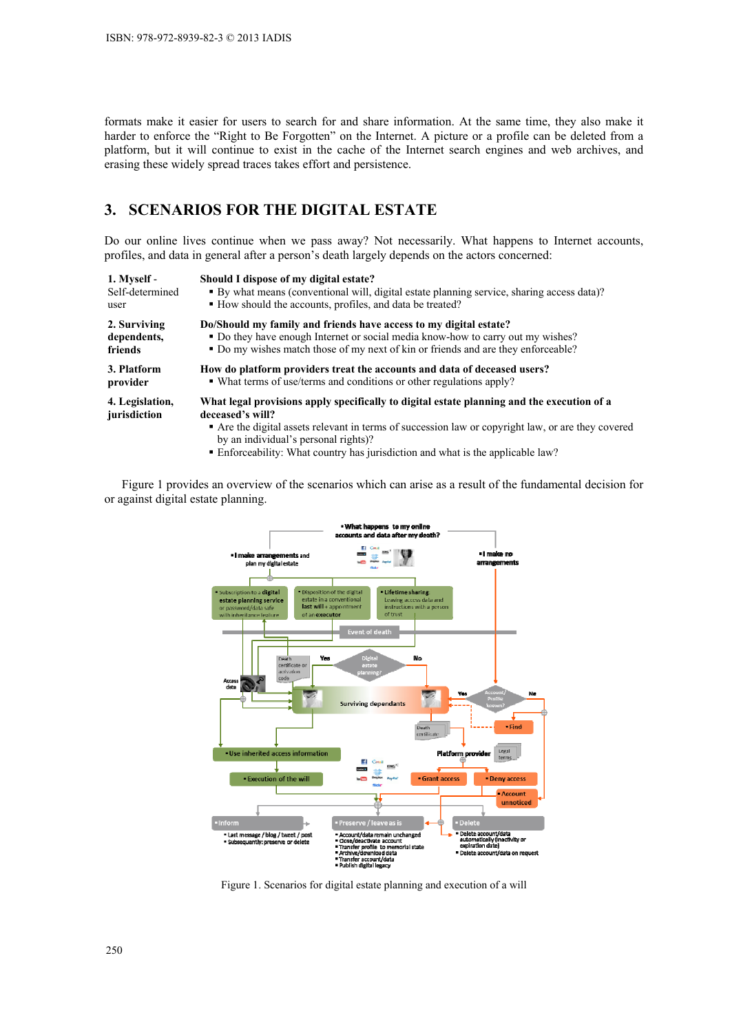formats make it easier for users to search for and share information. At the same time, they also make it harder to enforce the "Right to Be Forgotten" on the Internet. A picture or a profile can be deleted from a platform, but it will continue to exist in the cache of the Internet search engines and web archives, and erasing these widely spread traces takes effort and persistence.

## 3. SCENARIOS FOR THE DIGITAL ESTATE

Do our online lives continue when we pass away? Not necessarily. What happens to Internet accounts, profiles, and data in general after a person's death largely depends on the actors concerned:

| | |
|---|---|
| **1. Myself** - Self-determined user | **Should I dispose of my digital estate?** ▪ By what means (conventional will, digital estate planning service, sharing access data)? ▪ How should the accounts, profiles, and data be treated? |
| **2. Surviving dependents, friends** | **Do/Should my family and friends have access to my digital estate?** ▪ Do they have enough Internet or social media know-how to carry out my wishes? ▪ Do my wishes match those of my next of kin or friends and are they enforceable? |
| **3. Platform provider** | **How do platform providers treat the accounts and data of deceased users?** ▪ What terms of use/terms and conditions or other regulations apply? |
| **4. Legislation, jurisdiction** | **What legal provisions apply specifically to digital estate planning and the execution of a deceased's will?** ▪ Are the digital assets relevant in terms of succession law or copyright law, or are they covered by an individual's personal rights)? ▪ Enforceability: What country has jurisdiction and what is the applicable law? |

Figure 1 provides an overview of the scenarios which can arise as a result of the fundamental decision for or against digital estate planning.

Figure 1. Scenarios for digital estate planning and execution of a will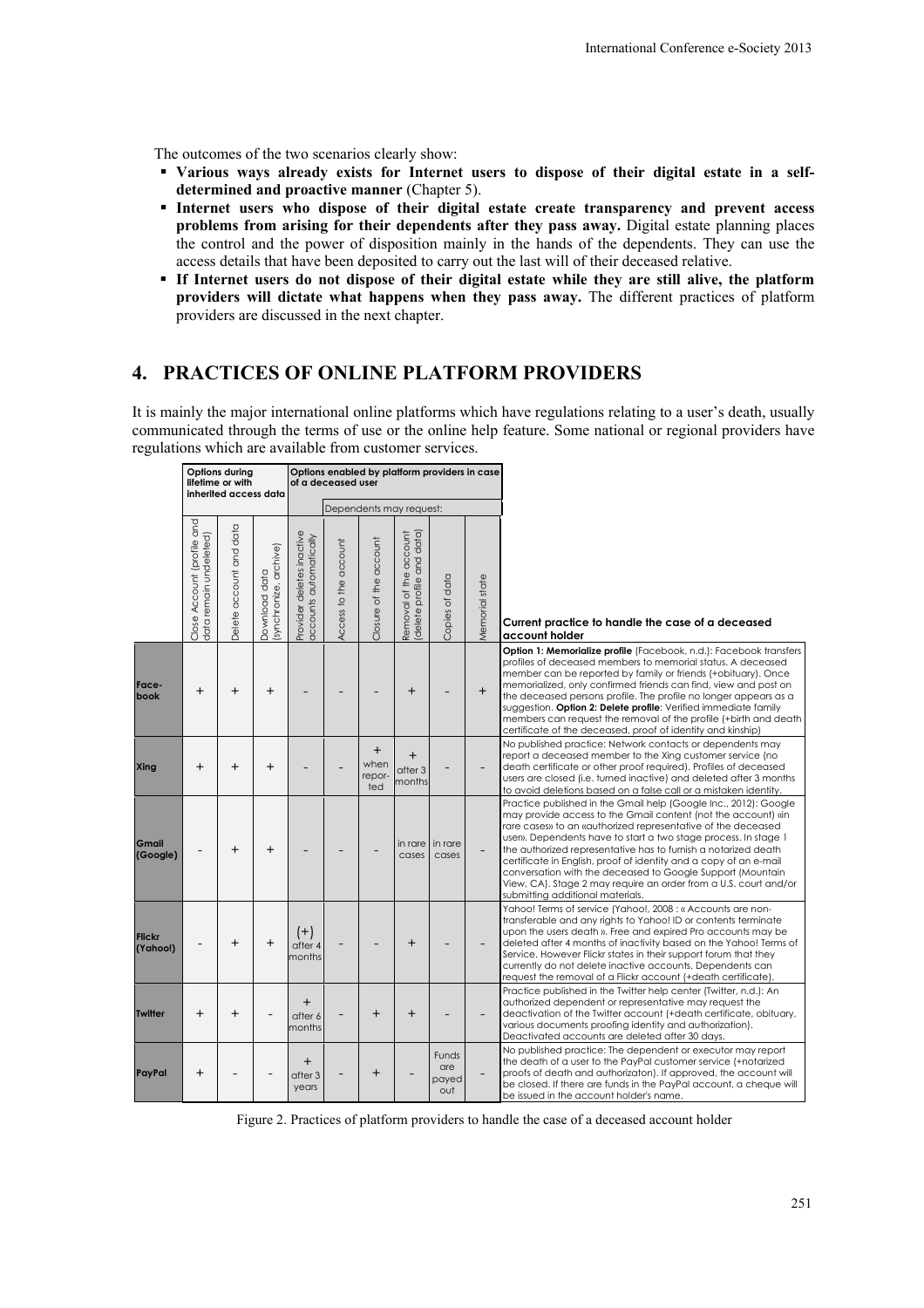The outcomes of the two scenarios clearly show:

- **Various ways already exists for Internet users to dispose of their digital estate in a self-determined and proactive manner** (Chapter 5).
- **Internet users who dispose of their digital estate create transparency and prevent access problems from arising for their dependents after they pass away.** Digital estate planning places the control and the power of disposition mainly in the hands of the dependents. They can use the access details that have been deposited to carry out the last will of their deceased relative.
- **If Internet users do not dispose of their digital estate while they are still alive, the platform providers will dictate what happens when they pass away.** The different practices of platform providers are discussed in the next chapter.

## 4. PRACTICES OF ONLINE PLATFORM PROVIDERS

It is mainly the major international online platforms which have regulations relating to a user's death, usually communicated through the terms of use or the online help feature. Some national or regional providers have regulations which are available from customer services.

| | Options during lifetime or with inherited access data | | | Options enabled by platform providers in case of a deceased user | | | | | | |
|---|---|---|---|---|---|---|---|---|---|---|
| | | | | | Dependents may request: | | | | | |
| | Close Account (profile and data remain undeleted) | Delete account and data | Download data (synchronize, archive) | Provider deletes inactive accounts automatically | Access to the account | Closure of the account | Removal of the account (delete profile and data) | Copies of data | Memorial state | Current practice to handle the case of a deceased account holder |
| **Facebook** | + | + | + | - | - | - | + | - | + | **Option 1: Memorialize profile** (Facebook, n.d.): Facebook transfers profiles of deceased members to memorial status. A deceased member can be reported by family or friends (+obituary). Once memorialized, only confirmed friends can find, view and post on the deceased persons profile. The profile no longer appears as a suggestion. **Option 2: Delete profile**: Verified immediate family members can request the removal of the profile (+birth and death certificate of the deceased, proof of identity and kinship) |
| **Xing** | + | + | + | - | - | + when reported | + after 3 months | - | - | No published practice: Network contacts or dependents may report a deceased member to the Xing customer service (no death certificate or other proof required). Profiles of deceased users are closed (i.e. turned inactive) and deleted after 3 months to avoid deletions based on a false call or a mistaken identity. |
| **Gmail (Google)** | - | + | + | - | - | - | in rare cases | in rare cases | - | Practice published in the Gmail help (Google Inc., 2012): Google may provide access to the Gmail content (not the account) «in rare cases» to an «authorized representative of the deceased user». Dependents have to start a two stage process. In stage 1 the authorized representative has to furnish a notarized death certificate in English, proof of identity and a copy of an e-mail conversation with the deceased to Google Support (Mountain View, CA). Stage 2 may require an order from a U.S. court and/or submitting additional materials. |
| **Flickr (Yahoo!)** | - | + | + | (+) after 4 months | - | - | + | - | - | Yahoo! Terms of service (Yahoo!, 2008 : « Accounts are non-transferable and any rights to Yahoo! ID or contents terminate upon the users death ». Free and expired Pro accounts may be deleted after 4 months of inactivity based on the Yahoo! Terms of Service. However Flickr states in their support forum that they currently do not delete inactive accounts. Dependents can request the removal of a Flickr account (+death certificate). |
| **Twitter** | + | + | - | + after 6 months | - | + | + | - | - | Practice published in the Twitter help center (Twitter, n.d.): An authorized dependent or representative may request the deactivation of the Twitter account (+death certificate, obituary, various documents proofing identity and authorization). Deactivated accounts are deleted after 30 days. |
| **PayPal** | + | - | - | + after 3 years | - | + | - | Funds are payed out | - | No published practice: The dependent or executor may report the death of a user to the PayPal customer service (+notarized proofs of death and authorizaton). If approved, the account will be closed. If there are funds in the PayPal account, a cheque will be issued in the account holder's name. |

Figure 2. Practices of platform providers to handle the case of a deceased account holder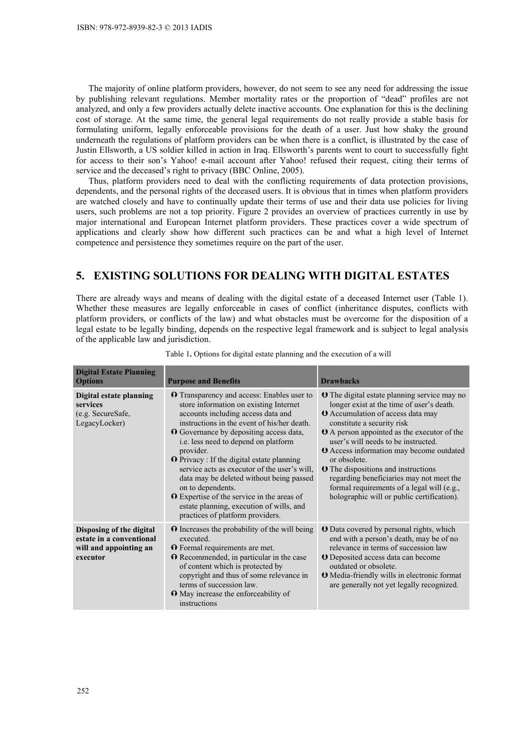The majority of online platform providers, however, do not seem to see any need for addressing the issue by publishing relevant regulations. Member mortality rates or the proportion of "dead" profiles are not analyzed, and only a few providers actually delete inactive accounts. One explanation for this is the declining cost of storage. At the same time, the general legal requirements do not really provide a stable basis for formulating uniform, legally enforceable provisions for the death of a user. Just how shaky the ground underneath the regulations of platform providers can be when there is a conflict, is illustrated by the case of Justin Ellsworth, a US soldier killed in action in Iraq. Ellsworth's parents went to court to successfully fight for access to their son's Yahoo! e-mail account after Yahoo! refused their request, citing their terms of service and the deceased's right to privacy (BBC Online, 2005).

Thus, platform providers need to deal with the conflicting requirements of data protection provisions, dependents, and the personal rights of the deceased users. It is obvious that in times when platform providers are watched closely and have to continually update their terms of use and their data use policies for living users, such problems are not a top priority. Figure 2 provides an overview of practices currently in use by major international and European Internet platform providers. These practices cover a wide spectrum of applications and clearly show how different such practices can be and what a high level of Internet competence and persistence they sometimes require on the part of the user.

## 5. EXISTING SOLUTIONS FOR DEALING WITH DIGITAL ESTATES

There are already ways and means of dealing with the digital estate of a deceased Internet user (Table 1). Whether these measures are legally enforceable in cases of conflict (inheritance disputes, conflicts with platform providers, or conflicts of the law) and what obstacles must be overcome for the disposition of a legal estate to be legally binding, depends on the respective legal framework and is subject to legal analysis of the applicable law and jurisdiction.

Table 1. Options for digital estate planning and the execution of a will

| Digital Estate Planning Options | Purpose and Benefits | Drawbacks |
|---|---|---|
| **Digital estate planning services** (e.g. SecureSafe, LegacyLocker) | Ω Transparency and access: Enables user to store information on existing Internet accounts including access data and instructions in the event of his/her death.<br>Ω Governance by depositing access data, i.e. less need to depend on platform provider.<br>Ω Privacy : If the digital estate planning service acts as executor of the user's will, data may be deleted without being passed on to dependents.<br>Ω Expertise of the service in the areas of estate planning, execution of wills, and practices of platform providers. | Ʊ The digital estate planning service may no longer exist at the time of user's death.<br>Ʊ Accumulation of access data may constitute a security risk<br>Ʊ A person appointed as the executor of the user's will needs to be instructed.<br>Ʊ Access information may become outdated or obsolete.<br>Ʊ The dispositions and instructions regarding beneficiaries may not meet the formal requirements of a legal will (e.g., holographic will or public certification). |
| **Disposing of the digital estate in a conventional will and appointing an executor** | Ω Increases the probability of the will being executed.<br>Ω Formal requirements are met.<br>Ω Recommended, in particular in the case of content which is protected by copyright and thus of some relevance in terms of succession law.<br>Ω May increase the enforceability of instructions | Ʊ Data covered by personal rights, which end with a person's death, may be of no relevance in terms of succession law<br>Ʊ Deposited access data can become outdated or obsolete.<br>Ʊ Media-friendly wills in electronic format are generally not yet legally recognized. |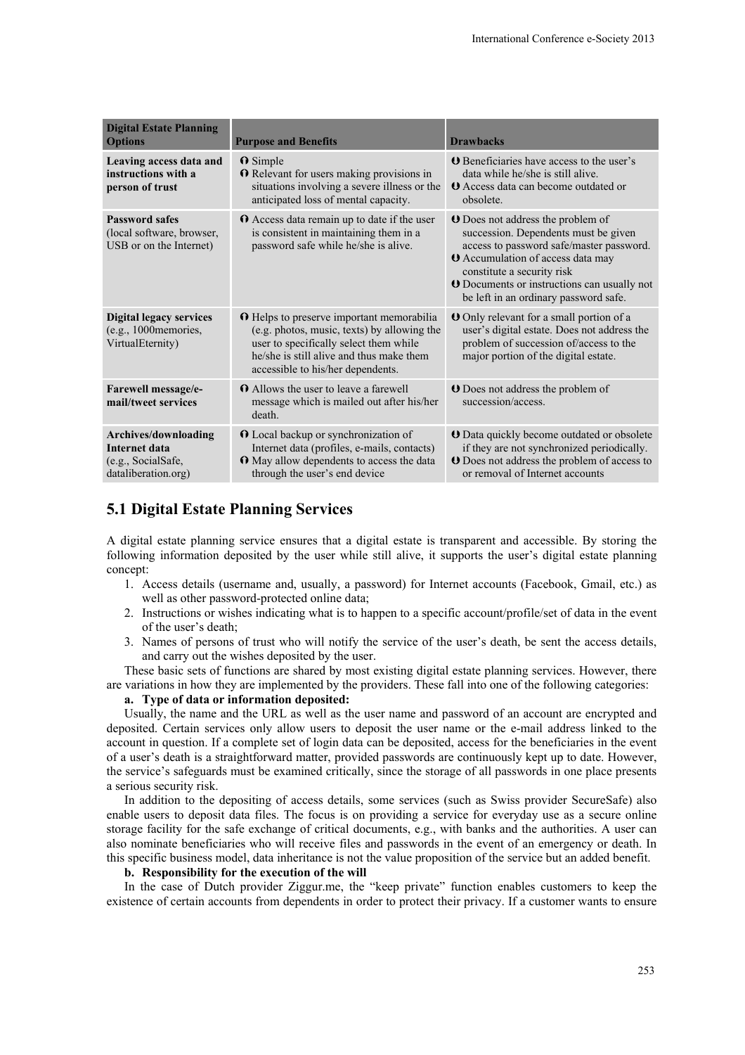| Digital Estate Planning Options | Purpose and Benefits | Drawbacks |
|---|---|---|
| **Leaving access data and instructions with a person of trust** | ɵ Simple<br>ɵ Relevant for users making provisions in situations involving a severe illness or the anticipated loss of mental capacity. | ʊ Beneficiaries have access to the user's data while he/she is still alive.<br>ʊ Access data can become outdated or obsolete. |
| **Password safes** (local software, browser, USB or on the Internet) | ɵ Access data remain up to date if the user is consistent in maintaining them in a password safe while he/she is alive. | ʊ Does not address the problem of succession. Dependents must be given access to password safe/master password.<br>ʊ Accumulation of access data may constitute a security risk<br>ʊ Documents or instructions can usually not be left in an ordinary password safe. |
| **Digital legacy services** (e.g., 1000memories, VirtualEternity) | ɵ Helps to preserve important memorabilia (e.g. photos, music, texts) by allowing the user to specifically select them while he/she is still alive and thus make them accessible to his/her dependents. | ʊ Only relevant for a small portion of a user's digital estate. Does not address the problem of succession of/access to the major portion of the digital estate. |
| **Farewell message/e-mail/tweet services** | ɵ Allows the user to leave a farewell message which is mailed out after his/her death. | ʊ Does not address the problem of succession/access. |
| **Archives/downloading Internet data** (e.g., SocialSafe, dataliberation.org) | ɵ Local backup or synchronization of Internet data (profiles, e-mails, contacts)<br>ɵ May allow dependents to access the data through the user's end device | ʊ Data quickly become outdated or obsolete if they are not synchronized periodically.<br>ʊ Does not address the problem of access to or removal of Internet accounts |

## 5.1 Digital Estate Planning Services

A digital estate planning service ensures that a digital estate is transparent and accessible. By storing the following information deposited by the user while still alive, it supports the user's digital estate planning concept:

1. Access details (username and, usually, a password) for Internet accounts (Facebook, Gmail, etc.) as well as other password-protected online data;
2. Instructions or wishes indicating what is to happen to a specific account/profile/set of data in the event of the user's death;
3. Names of persons of trust who will notify the service of the user's death, be sent the access details, and carry out the wishes deposited by the user.

These basic sets of functions are shared by most existing digital estate planning services. However, there are variations in how they are implemented by the providers. These fall into one of the following categories:

**a. Type of data or information deposited:**

Usually, the name and the URL as well as the user name and password of an account are encrypted and deposited. Certain services only allow users to deposit the user name or the e-mail address linked to the account in question. If a complete set of login data can be deposited, access for the beneficiaries in the event of a user's death is a straightforward matter, provided passwords are continuously kept up to date. However, the service's safeguards must be examined critically, since the storage of all passwords in one place presents a serious security risk.

In addition to the depositing of access details, some services (such as Swiss provider SecureSafe) also enable users to deposit data files. The focus is on providing a service for everyday use as a secure online storage facility for the safe exchange of critical documents, e.g., with banks and the authorities. A user can also nominate beneficiaries who will receive files and passwords in the event of an emergency or death. In this specific business model, data inheritance is not the value proposition of the service but an added benefit.

**b. Responsibility for the execution of the will**

In the case of Dutch provider Ziggur.me, the "keep private" function enables customers to keep the existence of certain accounts from dependents in order to protect their privacy. If a customer wants to ensure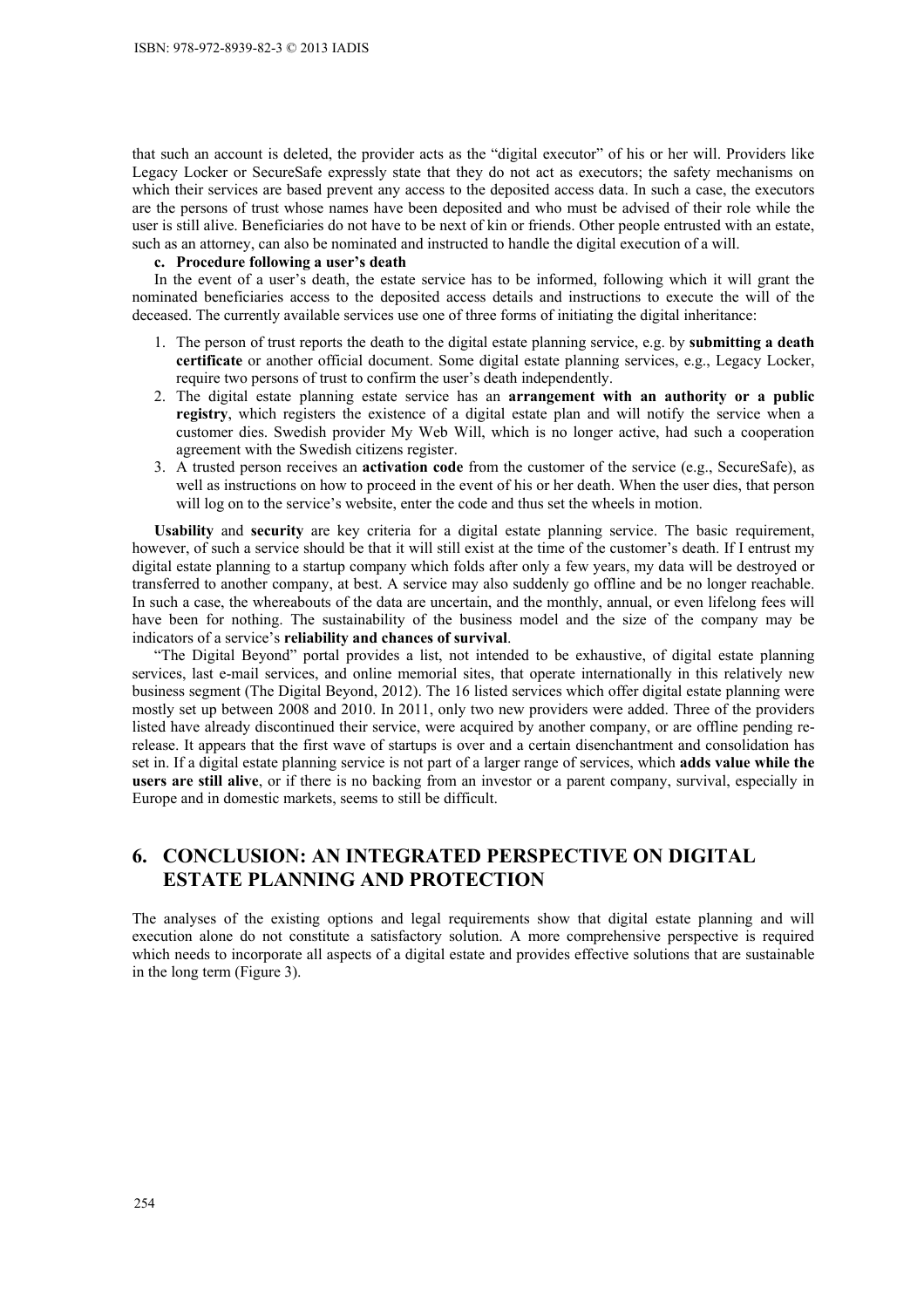that such an account is deleted, the provider acts as the "digital executor" of his or her will. Providers like Legacy Locker or SecureSafe expressly state that they do not act as executors; the safety mechanisms on which their services are based prevent any access to the deposited access data. In such a case, the executors are the persons of trust whose names have been deposited and who must be advised of their role while the user is still alive. Beneficiaries do not have to be next of kin or friends. Other people entrusted with an estate, such as an attorney, can also be nominated and instructed to handle the digital execution of a will.

**c. Procedure following a user's death**

In the event of a user's death, the estate service has to be informed, following which it will grant the nominated beneficiaries access to the deposited access details and instructions to execute the will of the deceased. The currently available services use one of three forms of initiating the digital inheritance:

1. The person of trust reports the death to the digital estate planning service, e.g. by **submitting a death certificate** or another official document. Some digital estate planning services, e.g., Legacy Locker, require two persons of trust to confirm the user's death independently.
2. The digital estate planning estate service has an **arrangement with an authority or a public registry**, which registers the existence of a digital estate plan and will notify the service when a customer dies. Swedish provider My Web Will, which is no longer active, had such a cooperation agreement with the Swedish citizens register.
3. A trusted person receives an **activation code** from the customer of the service (e.g., SecureSafe), as well as instructions on how to proceed in the event of his or her death. When the user dies, that person will log on to the service's website, enter the code and thus set the wheels in motion.

**Usability** and **security** are key criteria for a digital estate planning service. The basic requirement, however, of such a service should be that it will still exist at the time of the customer's death. If I entrust my digital estate planning to a startup company which folds after only a few years, my data will be destroyed or transferred to another company, at best. A service may also suddenly go offline and be no longer reachable. In such a case, the whereabouts of the data are uncertain, and the monthly, annual, or even lifelong fees will have been for nothing. The sustainability of the business model and the size of the company may be indicators of a service's **reliability and chances of survival**.

"The Digital Beyond" portal provides a list, not intended to be exhaustive, of digital estate planning services, last e-mail services, and online memorial sites, that operate internationally in this relatively new business segment (The Digital Beyond, 2012). The 16 listed services which offer digital estate planning were mostly set up between 2008 and 2010. In 2011, only two new providers were added. Three of the providers listed have already discontinued their service, were acquired by another company, or are offline pending re-release. It appears that the first wave of startups is over and a certain disenchantment and consolidation has set in. If a digital estate planning service is not part of a larger range of services, which **adds value while the users are still alive**, or if there is no backing from an investor or a parent company, survival, especially in Europe and in domestic markets, seems to still be difficult.

## 6. CONCLUSION: AN INTEGRATED PERSPECTIVE ON DIGITAL ESTATE PLANNING AND PROTECTION

The analyses of the existing options and legal requirements show that digital estate planning and will execution alone do not constitute a satisfactory solution. A more comprehensive perspective is required which needs to incorporate all aspects of a digital estate and provides effective solutions that are sustainable in the long term (Figure 3).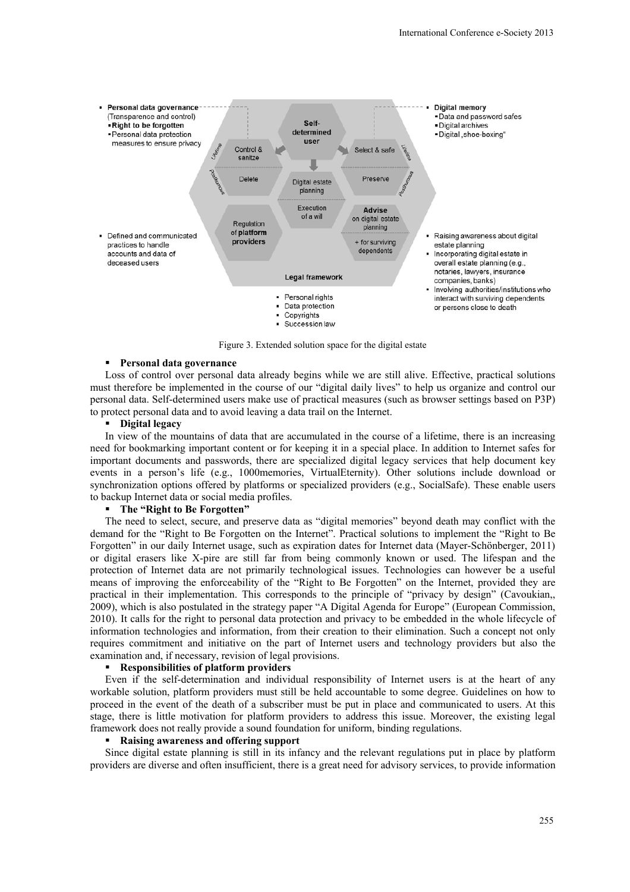Figure 3. Extended solution space for the digital estate

- **Personal data governance**

Loss of control over personal data already begins while we are still alive. Effective, practical solutions must therefore be implemented in the course of our "digital daily lives" to help us organize and control our personal data. Self-determined users make use of practical measures (such as browser settings based on P3P) to protect personal data and to avoid leaving a data trail on the Internet.

- **Digital legacy**

In view of the mountains of data that are accumulated in the course of a lifetime, there is an increasing need for bookmarking important content or for keeping it in a special place. In addition to Internet safes for important documents and passwords, there are specialized digital legacy services that help document key events in a person's life (e.g., 1000memories, VirtualEternity). Other solutions include download or synchronization options offered by platforms or specialized providers (e.g., SocialSafe). These enable users to backup Internet data or social media profiles.

- **The "Right to Be Forgotten"**

The need to select, secure, and preserve data as "digital memories" beyond death may conflict with the demand for the "Right to Be Forgotten on the Internet". Practical solutions to implement the "Right to Be Forgotten" in our daily Internet usage, such as expiration dates for Internet data (Mayer-Schönberger, 2011) or digital erasers like X-pire are still far from being commonly known or used. The lifespan and the protection of Internet data are not primarily technological issues. Technologies can however be a useful means of improving the enforceability of the "Right to Be Forgotten" on the Internet, provided they are practical in their implementation. This corresponds to the principle of "privacy by design" (Cavoukian,, 2009), which is also postulated in the strategy paper "A Digital Agenda for Europe" (European Commission, 2010). It calls for the right to personal data protection and privacy to be embedded in the whole lifecycle of information technologies and information, from their creation to their elimination. Such a concept not only requires commitment and initiative on the part of Internet users and technology providers but also the examination and, if necessary, revision of legal provisions.

- **Responsibilities of platform providers**

Even if the self-determination and individual responsibility of Internet users is at the heart of any workable solution, platform providers must still be held accountable to some degree. Guidelines on how to proceed in the event of the death of a subscriber must be put in place and communicated to users. At this stage, there is little motivation for platform providers to address this issue. Moreover, the existing legal framework does not really provide a sound foundation for uniform, binding regulations.

- **Raising awareness and offering support**

Since digital estate planning is still in its infancy and the relevant regulations put in place by platform providers are diverse and often insufficient, there is a great need for advisory services, to provide information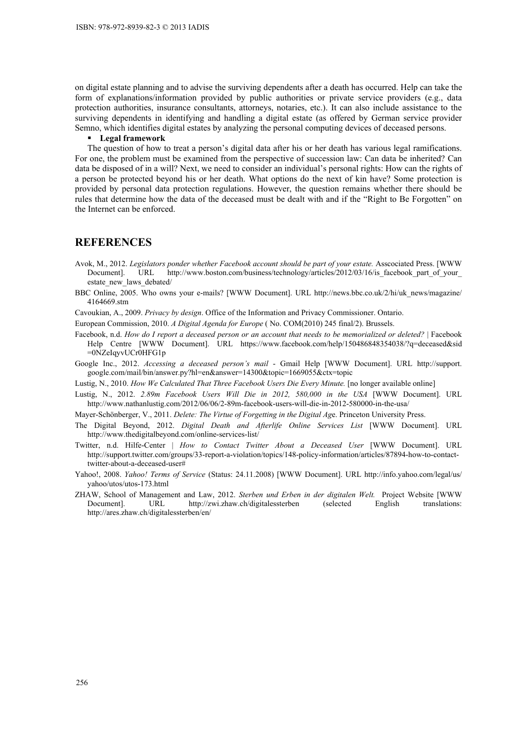on digital estate planning and to advise the surviving dependents after a death has occurred. Help can take the form of explanations/information provided by public authorities or private service providers (e.g., data protection authorities, insurance consultants, attorneys, notaries, etc.). It can also include assistance to the surviving dependents in identifying and handling a digital estate (as offered by German service provider Semno, which identifies digital estates by analyzing the personal computing devices of deceased persons.

- **Legal framework**

The question of how to treat a person's digital data after his or her death has various legal ramifications. For one, the problem must be examined from the perspective of succession law: Can data be inherited? Can data be disposed of in a will? Next, we need to consider an individual's personal rights: How can the rights of a person be protected beyond his or her death. What options do the next of kin have? Some protection is provided by personal data protection regulations. However, the question remains whether there should be rules that determine how the data of the deceased must be dealt with and if the "Right to Be Forgotten" on the Internet can be enforced.

## REFERENCES

Avok, M., 2012. *Legislators ponder whether Facebook account should be part of your estate.* Asscociated Press. [WWW Document]. URL http://www.boston.com/business/technology/articles/2012/03/16/is_facebook_part_of_your_estate_new_laws_debated/

BBC Online, 2005. Who owns your e-mails? [WWW Document]. URL http://news.bbc.co.uk/2/hi/uk_news/magazine/4164669.stm

Cavoukian, A., 2009. *Privacy by design*. Office of the Information and Privacy Commissioner. Ontario.

European Commission, 2010. *A Digital Agenda for Europe* ( No. COM(2010) 245 final/2). Brussels.

Facebook, n.d. *How do I report a deceased person or an account that needs to be memorialized or deleted?* | Facebook Help Centre [WWW Document]. URL https://www.facebook.com/help/150486848354038/?q=deceased&sid=0NZeIqyvUCr0HFG1p

Google Inc., 2012. *Accessing a deceased person's mail* - Gmail Help [WWW Document]. URL http://support.google.com/mail/bin/answer.py?hl=en&answer=14300&topic=1669055&ctx=topic

Lustig, N., 2010. *How We Calculated That Three Facebook Users Die Every Minute.* [no longer available online]

Lustig, N., 2012. *2.89m Facebook Users Will Die in 2012, 580,000 in the USA* [WWW Document]. URL http://www.nathanlustig.com/2012/06/06/2-89m-facebook-users-will-die-in-2012-580000-in-the-usa/

Mayer-Schönberger, V., 2011. *Delete: The Virtue of Forgetting in the Digital Ag*e. Princeton University Press.

The Digital Beyond, 2012. *Digital Death and Afterlife Online Services List* [WWW Document]. URL http://www.thedigitalbeyond.com/online-services-list/

Twitter, n.d. Hilfe-Center | *How to Contact Twitter About a Deceased User* [WWW Document]. URL http://support.twitter.com/groups/33-report-a-violation/topics/148-policy-information/articles/87894-how-to-contact-twitter-about-a-deceased-user#

Yahoo!, 2008. *Yahoo! Terms of Service* (Status: 24.11.2008) [WWW Document]. URL http://info.yahoo.com/legal/us/yahoo/utos/utos-173.html

ZHAW, School of Management and Law, 2012. *Sterben und Erben in der digitalen Welt.* Project Website [WWW Document]. URL http://zwi.zhaw.ch/digitalessterben (selected English translations: http://ares.zhaw.ch/digitalessterben/en/